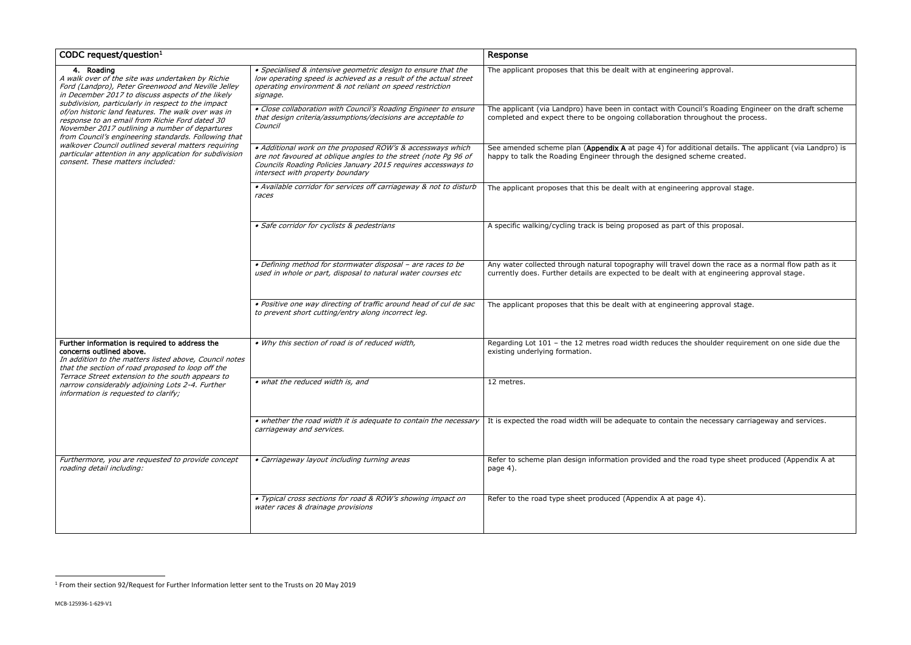| CODC request/question[1] | | Response |
|---|---|---|
| **4. Roading**<br>*A walk over of the site was undertaken by Richie Ford (Landpro), Peter Greenwood and Neville Jelley in December 2017 to discuss aspects of the likely subdivision, particularly in respect to the impact of/on historic land features. The walk over was in response to an email from Richie Ford dated 30 November 2017 outlining a number of departures from Council's engineering standards. Following that walkover Council outlined several matters requiring particular attention in any application for subdivision consent. These matters included:* | *• Specialised & intensive geometric design to ensure that the low operating speed is achieved as a result of the actual street operating environment & not reliant on speed restriction signage.* | The applicant proposes that this be dealt with at engineering approval. |
| | *• Close collaboration with Council's Roading Engineer to ensure that design criteria/assumptions/decisions are acceptable to Council* | The applicant (via Landpro) have been in contact with Council's Roading Engineer on the draft scheme completed and expect there to be ongoing collaboration throughout the process. |
| | *• Additional work on the proposed ROW's & accessways which are not favoured at oblique angles to the street (note Pg 96 of Councils Roading Policies January 2015 requires accessways to intersect with property boundary* | See amended scheme plan (**Appendix A** at page 4) for additional details. The applicant (via Landpro) is happy to talk the Roading Engineer through the designed scheme created. |
| | *• Available corridor for services off carriageway & not to disturb races* | The applicant proposes that this be dealt with at engineering approval stage. |
| | *• Safe corridor for cyclists & pedestrians* | A specific walking/cycling track is being proposed as part of this proposal. |
| | *• Defining method for stormwater disposal – are races to be used in whole or part, disposal to natural water courses etc* | Any water collected through natural topography will travel down the race as a normal flow path as it currently does. Further details are expected to be dealt with at engineering approval stage. |
| | *• Positive one way directing of traffic around head of cul de sac to prevent short cutting/entry along incorrect leg.* | The applicant proposes that this be dealt with at engineering approval stage. |
| **Further information is required to address the concerns outlined above.**<br>*In addition to the matters listed above, Council notes that the section of road proposed to loop off the Terrace Street extension to the south appears to narrow considerably adjoining Lots 2-4. Further information is requested to clarify;* | *• Why this section of road is of reduced width,* | Regarding Lot 101 – the 12 metres road width reduces the shoulder requirement on one side due the existing underlying formation. |
| | *• what the reduced width is, and* | 12 metres. |
| | *• whether the road width it is adequate to contain the necessary carriageway and services.* | It is expected the road width will be adequate to contain the necessary carriageway and services. |
| *Furthermore, you are requested to provide concept roading detail including:* | *• Carriageway layout including turning areas* | Refer to scheme plan design information provided and the road type sheet produced (Appendix A at page 4). |
| | *• Typical cross sections for road & ROW's showing impact on water races & drainage provisions* | Refer to the road type sheet produced (Appendix A at page 4). |

[1] From their section 92/Request for Further Information letter sent to the Trusts on 20 May 2019

MCB-125936-1-629-V1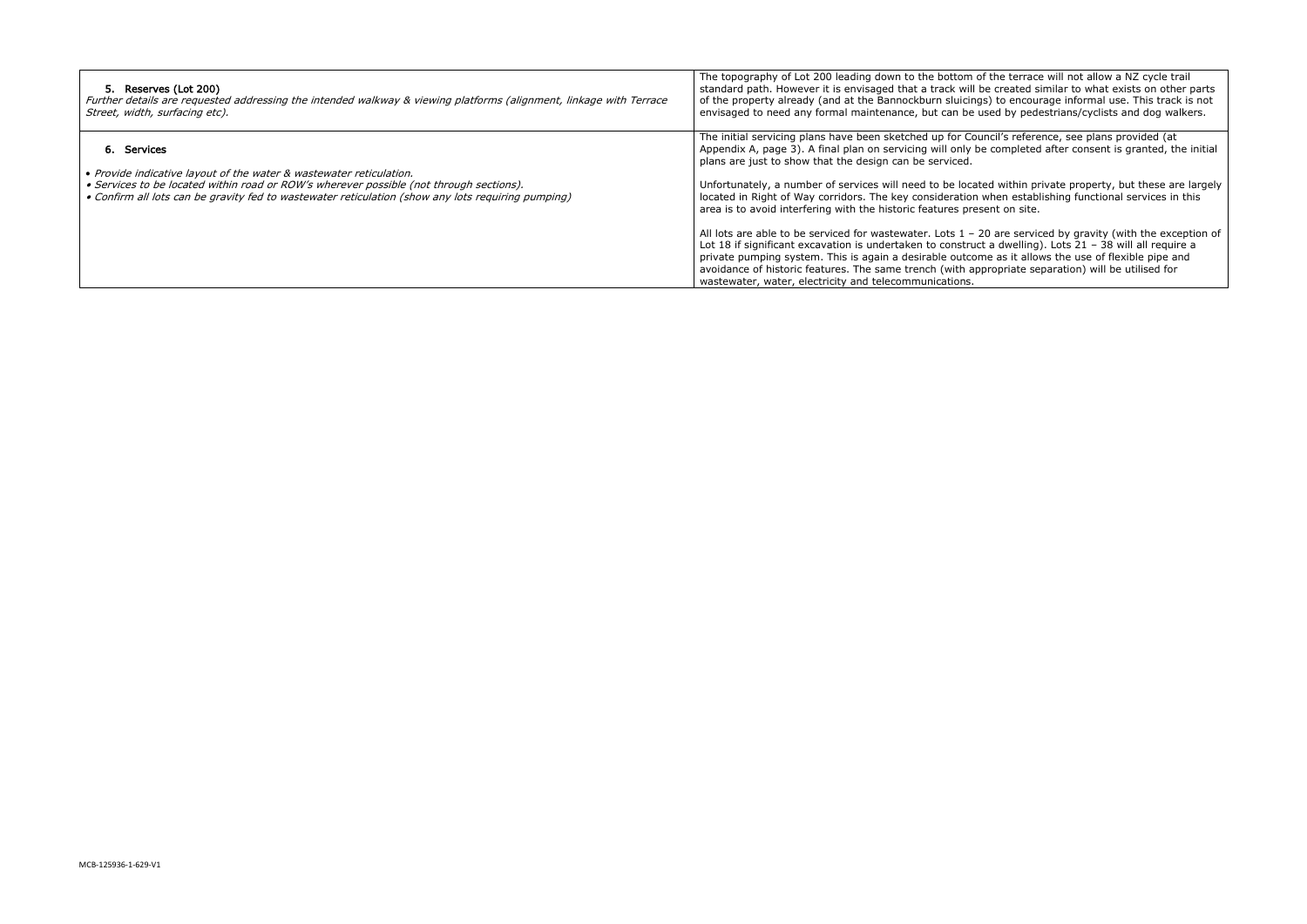| | |
|---|---|
| **5. Reserves (Lot 200)**<br>*Further details are requested addressing the intended walkway & viewing platforms (alignment, linkage with Terrace Street, width, surfacing etc).* | The topography of Lot 200 leading down to the bottom of the terrace will not allow a NZ cycle trail standard path. However it is envisaged that a track will be created similar to what exists on other parts of the property already (and at the Bannockburn sluicings) to encourage informal use. This track is not envisaged to need any formal maintenance, but can be used by pedestrians/cyclists and dog walkers. |
| **6. Services**<br>• *Provide indicative layout of the water & wastewater reticulation.*<br>• *Services to be located within road or ROW's wherever possible (not through sections).*<br>• *Confirm all lots can be gravity fed to wastewater reticulation (show any lots requiring pumping)* | The initial servicing plans have been sketched up for Council's reference, see plans provided (at Appendix A, page 3). A final plan on servicing will only be completed after consent is granted, the initial plans are just to show that the design can be serviced.<br><br>Unfortunately, a number of services will need to be located within private property, but these are largely located in Right of Way corridors. The key consideration when establishing functional services in this area is to avoid interfering with the historic features present on site.<br><br>All lots are able to be serviced for wastewater. Lots 1 – 20 are serviced by gravity (with the exception of Lot 18 if significant excavation is undertaken to construct a dwelling). Lots 21 – 38 will all require a private pumping system. This is again a desirable outcome as it allows the use of flexible pipe and avoidance of historic features. The same trench (with appropriate separation) will be utilised for wastewater, water, electricity and telecommunications. |

MCB-125936-1-629-V1